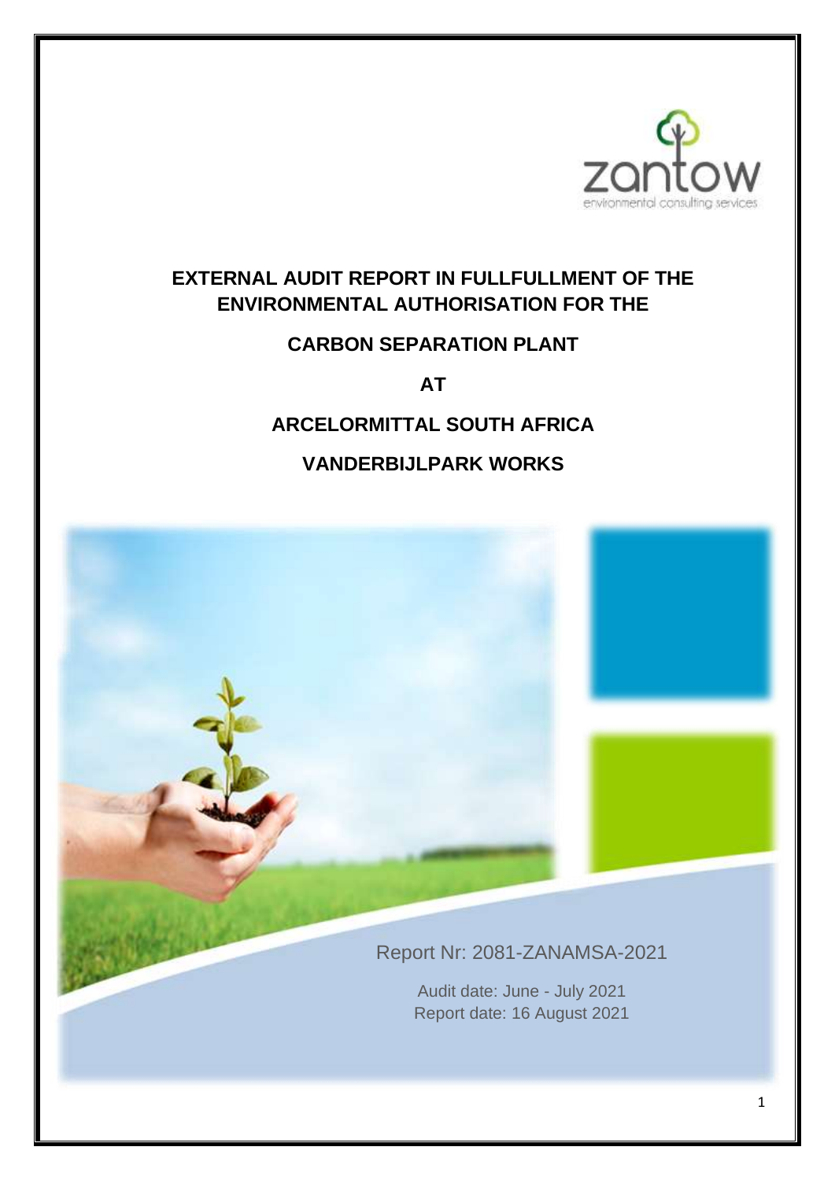zantow
environmental consulting services

# EXTERNAL AUDIT REPORT IN FULLFULLMENT OF THE ENVIRONMENTAL AUTHORISATION FOR THE

# CARBON SEPARATION PLANT

# AT

# ARCELORMITTAL SOUTH AFRICA

# VANDERBIJLPARK WORKS

Report Nr: 2081-ZANAMSA-2021

Audit date: June - July 2021
Report date: 16 August 2021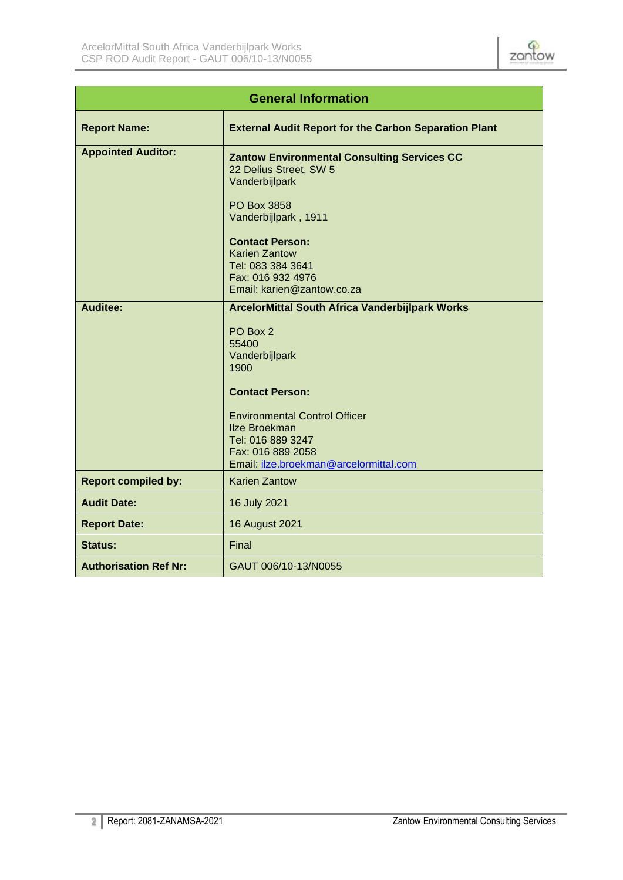| General Information | |
|---|---|
| **Report Name:** | **External Audit Report for the Carbon Separation Plant** |
| **Appointed Auditor:** | **Zantow Environmental Consulting Services CC**<br>22 Delius Street, SW 5<br>Vanderbijlpark<br><br>PO Box 3858<br>Vanderbijlpark , 1911<br><br>**Contact Person:**<br>Karien Zantow<br>Tel: 083 384 3641<br>Fax: 016 932 4976<br>Email: karien@zantow.co.za |
| **Auditee:** | **ArcelorMittal South Africa Vanderbijlpark Works**<br><br>PO Box 2<br>55400<br>Vanderbijlpark<br>1900<br><br>**Contact Person:**<br><br>Environmental Control Officer<br>Ilze Broekman<br>Tel: 016 889 3247<br>Fax: 016 889 2058<br>Email: ilze.broekman@arcelormittal.com |
| **Report compiled by:** | Karien Zantow |
| **Audit Date:** | 16 July 2021 |
| **Report Date:** | 16 August 2021 |
| **Status:** | Final |
| **Authorisation Ref Nr:** | GAUT 006/10-13/N0055 |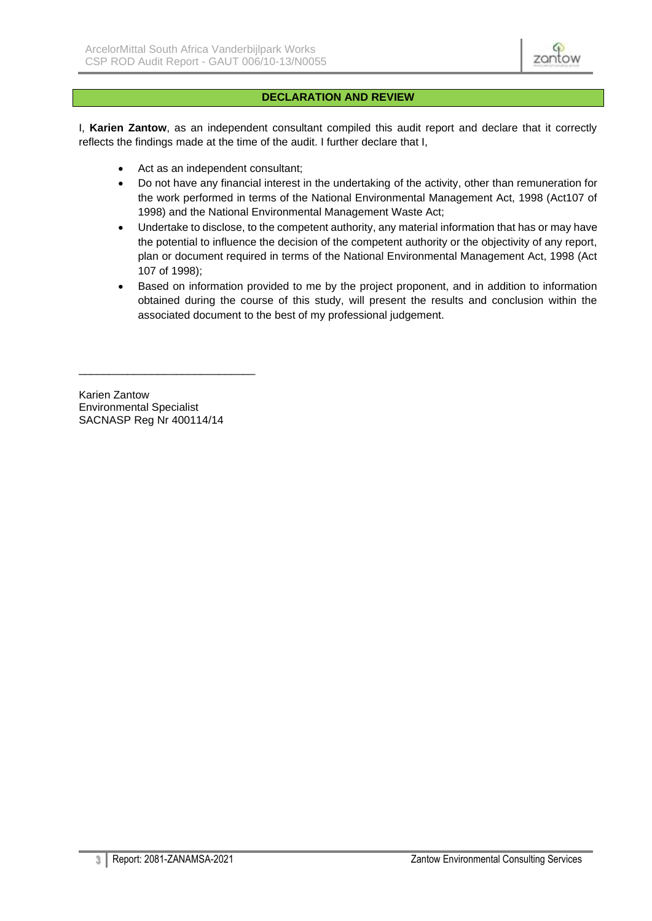## DECLARATION AND REVIEW

I, **Karien Zantow**, as an independent consultant compiled this audit report and declare that it correctly reflects the findings made at the time of the audit. I further declare that I,

- Act as an independent consultant;
- Do not have any financial interest in the undertaking of the activity, other than remuneration for the work performed in terms of the National Environmental Management Act, 1998 (Act107 of 1998) and the National Environmental Management Waste Act;
- Undertake to disclose, to the competent authority, any material information that has or may have the potential to influence the decision of the competent authority or the objectivity of any report, plan or document required in terms of the National Environmental Management Act, 1998 (Act 107 of 1998);
- Based on information provided to me by the project proponent, and in addition to information obtained during the course of this study, will present the results and conclusion within the associated document to the best of my professional judgement.

\_\_\_\_\_\_\_\_\_\_\_\_\_\_\_\_\_\_\_\_\_\_\_\_\_\_\_\_\_\_

Karien Zantow
Environmental Specialist
SACNASP Reg Nr 400114/14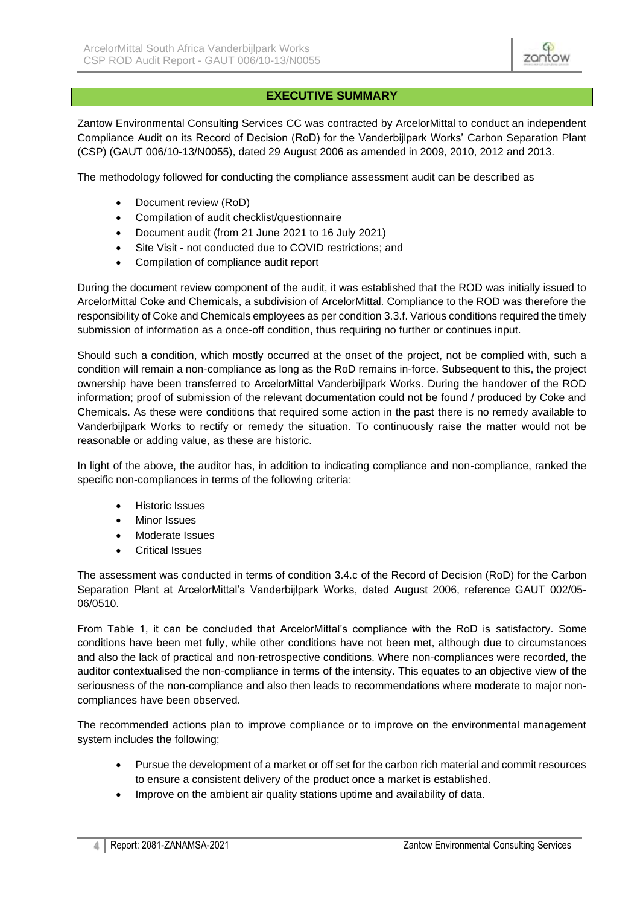# EXECUTIVE SUMMARY

Zantow Environmental Consulting Services CC was contracted by ArcelorMittal to conduct an independent Compliance Audit on its Record of Decision (RoD) for the Vanderbijlpark Works' Carbon Separation Plant (CSP) (GAUT 006/10-13/N0055), dated 29 August 2006 as amended in 2009, 2010, 2012 and 2013.

The methodology followed for conducting the compliance assessment audit can be described as

- Document review (RoD)
- Compilation of audit checklist/questionnaire
- Document audit (from 21 June 2021 to 16 July 2021)
- Site Visit - not conducted due to COVID restrictions; and
- Compilation of compliance audit report

During the document review component of the audit, it was established that the ROD was initially issued to ArcelorMittal Coke and Chemicals, a subdivision of ArcelorMittal. Compliance to the ROD was therefore the responsibility of Coke and Chemicals employees as per condition 3.3.f. Various conditions required the timely submission of information as a once-off condition, thus requiring no further or continues input.

Should such a condition, which mostly occurred at the onset of the project, not be complied with, such a condition will remain a non-compliance as long as the RoD remains in-force. Subsequent to this, the project ownership have been transferred to ArcelorMittal Vanderbijlpark Works. During the handover of the ROD information; proof of submission of the relevant documentation could not be found / produced by Coke and Chemicals. As these were conditions that required some action in the past there is no remedy available to Vanderbijlpark Works to rectify or remedy the situation. To continuously raise the matter would not be reasonable or adding value, as these are historic.

In light of the above, the auditor has, in addition to indicating compliance and non-compliance, ranked the specific non-compliances in terms of the following criteria:

- Historic Issues
- Minor Issues
- Moderate Issues
- Critical Issues

The assessment was conducted in terms of condition 3.4.c of the Record of Decision (RoD) for the Carbon Separation Plant at ArcelorMittal's Vanderbijlpark Works, dated August 2006, reference GAUT 002/05-06/0510.

From Table 1, it can be concluded that ArcelorMittal's compliance with the RoD is satisfactory. Some conditions have been met fully, while other conditions have not been met, although due to circumstances and also the lack of practical and non-retrospective conditions. Where non-compliances were recorded, the auditor contextualised the non-compliance in terms of the intensity. This equates to an objective view of the seriousness of the non-compliance and also then leads to recommendations where moderate to major non-compliances have been observed.

The recommended actions plan to improve compliance or to improve on the environmental management system includes the following;

- Pursue the development of a market or off set for the carbon rich material and commit resources to ensure a consistent delivery of the product once a market is established.
- Improve on the ambient air quality stations uptime and availability of data.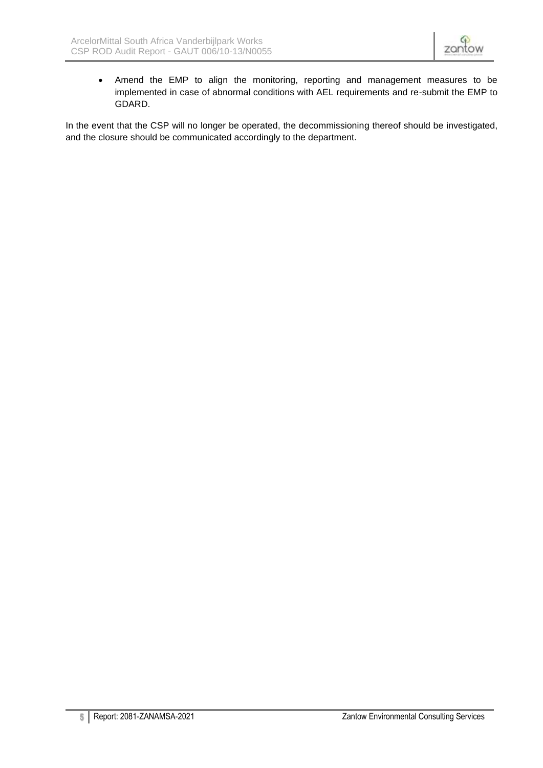- Amend the EMP to align the monitoring, reporting and management measures to be implemented in case of abnormal conditions with AEL requirements and re-submit the EMP to GDARD.

In the event that the CSP will no longer be operated, the decommissioning thereof should be investigated, and the closure should be communicated accordingly to the department.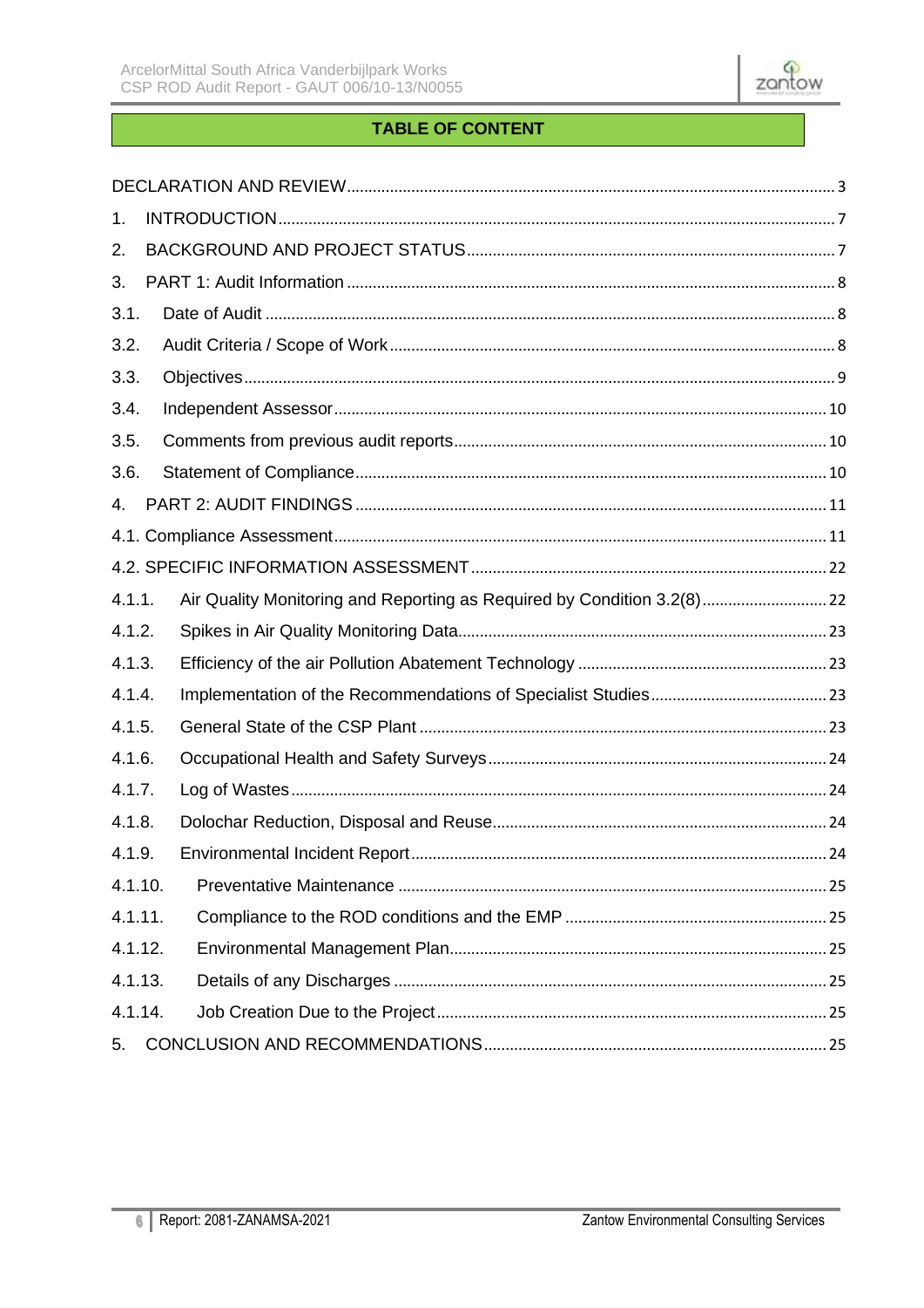## TABLE OF CONTENT

DECLARATION AND REVIEW ........ 3

1. INTRODUCTION ........ 7
2. BACKGROUND AND PROJECT STATUS ........ 7
3. PART 1: Audit Information ........ 8

3.1. Date of Audit ........ 8

3.2. Audit Criteria / Scope of Work ........ 8

3.3. Objectives ........ 9

3.4. Independent Assessor ........ 10

3.5. Comments from previous audit reports ........ 10

3.6. Statement of Compliance ........ 10

4. PART 2: AUDIT FINDINGS ........ 11

4.1. Compliance Assessment ........ 11

4.2. SPECIFIC INFORMATION ASSESSMENT ........ 22

4.1.1. Air Quality Monitoring and Reporting as Required by Condition 3.2(8) ........ 22

4.1.2. Spikes in Air Quality Monitoring Data ........ 23

4.1.3. Efficiency of the air Pollution Abatement Technology ........ 23

4.1.4. Implementation of the Recommendations of Specialist Studies ........ 23

4.1.5. General State of the CSP Plant ........ 23

4.1.6. Occupational Health and Safety Surveys ........ 24

4.1.7. Log of Wastes ........ 24

4.1.8. Dolochar Reduction, Disposal and Reuse ........ 24

4.1.9. Environmental Incident Report ........ 24

4.1.10. Preventative Maintenance ........ 25

4.1.11. Compliance to the ROD conditions and the EMP ........ 25

4.1.12. Environmental Management Plan ........ 25

4.1.13. Details of any Discharges ........ 25

4.1.14. Job Creation Due to the Project ........ 25

5. CONCLUSION AND RECOMMENDATIONS ........ 25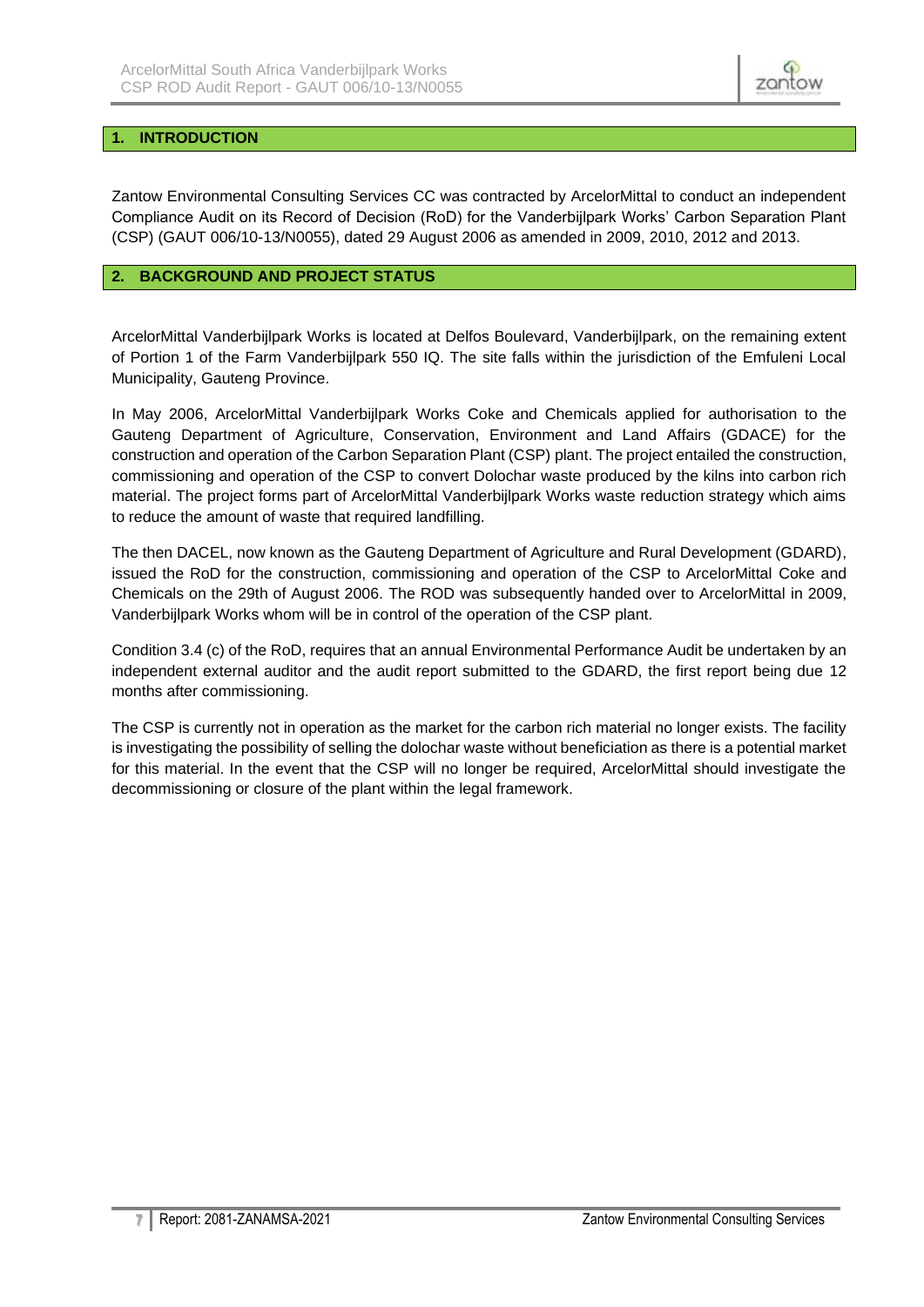## 1. INTRODUCTION

Zantow Environmental Consulting Services CC was contracted by ArcelorMittal to conduct an independent Compliance Audit on its Record of Decision (RoD) for the Vanderbijlpark Works' Carbon Separation Plant (CSP) (GAUT 006/10-13/N0055), dated 29 August 2006 as amended in 2009, 2010, 2012 and 2013.

## 2. BACKGROUND AND PROJECT STATUS

ArcelorMittal Vanderbijlpark Works is located at Delfos Boulevard, Vanderbijlpark, on the remaining extent of Portion 1 of the Farm Vanderbijlpark 550 IQ. The site falls within the jurisdiction of the Emfuleni Local Municipality, Gauteng Province.

In May 2006, ArcelorMittal Vanderbijlpark Works Coke and Chemicals applied for authorisation to the Gauteng Department of Agriculture, Conservation, Environment and Land Affairs (GDACE) for the construction and operation of the Carbon Separation Plant (CSP) plant. The project entailed the construction, commissioning and operation of the CSP to convert Dolochar waste produced by the kilns into carbon rich material. The project forms part of ArcelorMittal Vanderbijlpark Works waste reduction strategy which aims to reduce the amount of waste that required landfilling.

The then DACEL, now known as the Gauteng Department of Agriculture and Rural Development (GDARD), issued the RoD for the construction, commissioning and operation of the CSP to ArcelorMittal Coke and Chemicals on the 29th of August 2006. The ROD was subsequently handed over to ArcelorMittal in 2009, Vanderbijlpark Works whom will be in control of the operation of the CSP plant.

Condition 3.4 (c) of the RoD, requires that an annual Environmental Performance Audit be undertaken by an independent external auditor and the audit report submitted to the GDARD, the first report being due 12 months after commissioning.

The CSP is currently not in operation as the market for the carbon rich material no longer exists. The facility is investigating the possibility of selling the dolochar waste without beneficiation as there is a potential market for this material. In the event that the CSP will no longer be required, ArcelorMittal should investigate the decommissioning or closure of the plant within the legal framework.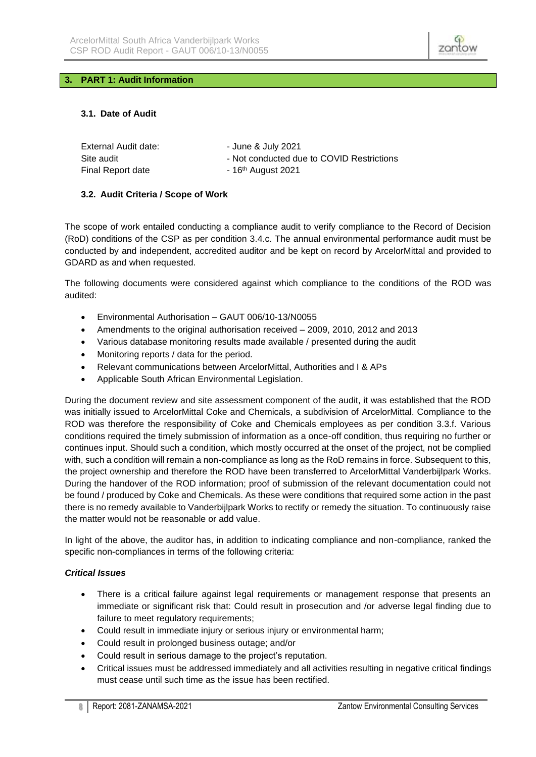## 3. PART 1: Audit Information

### 3.1. Date of Audit

External Audit date: - June & July 2021
Site audit - Not conducted due to COVID Restrictions
Final Report date - 16th August 2021

### 3.2. Audit Criteria / Scope of Work

The scope of work entailed conducting a compliance audit to verify compliance to the Record of Decision (RoD) conditions of the CSP as per condition 3.4.c. The annual environmental performance audit must be conducted by and independent, accredited auditor and be kept on record by ArcelorMittal and provided to GDARD as and when requested.

The following documents were considered against which compliance to the conditions of the ROD was audited:

- Environmental Authorisation – GAUT 006/10-13/N0055
- Amendments to the original authorisation received – 2009, 2010, 2012 and 2013
- Various database monitoring results made available / presented during the audit
- Monitoring reports / data for the period.
- Relevant communications between ArcelorMittal, Authorities and I & APs
- Applicable South African Environmental Legislation.

During the document review and site assessment component of the audit, it was established that the ROD was initially issued to ArcelorMittal Coke and Chemicals, a subdivision of ArcelorMittal. Compliance to the ROD was therefore the responsibility of Coke and Chemicals employees as per condition 3.3.f. Various conditions required the timely submission of information as a once-off condition, thus requiring no further or continues input. Should such a condition, which mostly occurred at the onset of the project, not be complied with, such a condition will remain a non-compliance as long as the RoD remains in force. Subsequent to this, the project ownership and therefore the ROD have been transferred to ArcelorMittal Vanderbijlpark Works. During the handover of the ROD information; proof of submission of the relevant documentation could not be found / produced by Coke and Chemicals. As these were conditions that required some action in the past there is no remedy available to Vanderbijlpark Works to rectify or remedy the situation. To continuously raise the matter would not be reasonable or add value.

In light of the above, the auditor has, in addition to indicating compliance and non-compliance, ranked the specific non-compliances in terms of the following criteria:

#### *Critical Issues*

- There is a critical failure against legal requirements or management response that presents an immediate or significant risk that: Could result in prosecution and /or adverse legal finding due to failure to meet regulatory requirements;
- Could result in immediate injury or serious injury or environmental harm;
- Could result in prolonged business outage; and/or
- Could result in serious damage to the project's reputation.
- Critical issues must be addressed immediately and all activities resulting in negative critical findings must cease until such time as the issue has been rectified.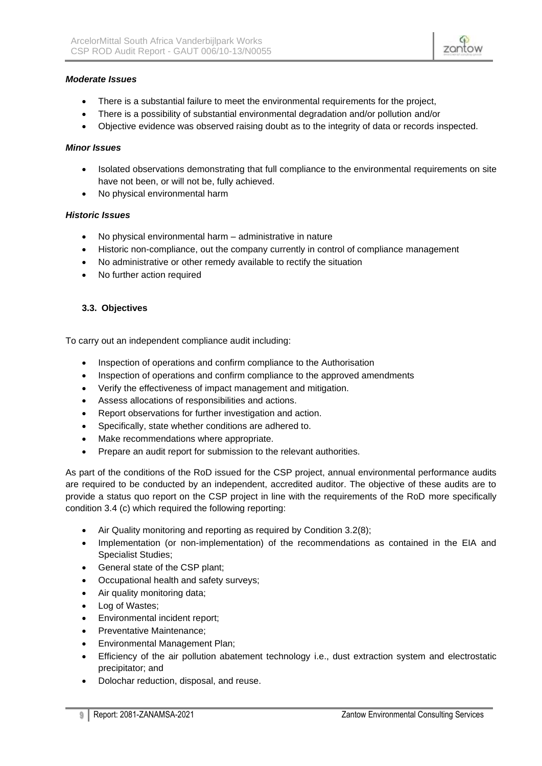***Moderate Issues***

- There is a substantial failure to meet the environmental requirements for the project,
- There is a possibility of substantial environmental degradation and/or pollution and/or
- Objective evidence was observed raising doubt as to the integrity of data or records inspected.

***Minor Issues***

- Isolated observations demonstrating that full compliance to the environmental requirements on site have not been, or will not be, fully achieved.
- No physical environmental harm

***Historic Issues***

- No physical environmental harm – administrative in nature
- Historic non-compliance, out the company currently in control of compliance management
- No administrative or other remedy available to rectify the situation
- No further action required

### 3.3. Objectives

To carry out an independent compliance audit including:

- Inspection of operations and confirm compliance to the Authorisation
- Inspection of operations and confirm compliance to the approved amendments
- Verify the effectiveness of impact management and mitigation.
- Assess allocations of responsibilities and actions.
- Report observations for further investigation and action.
- Specifically, state whether conditions are adhered to.
- Make recommendations where appropriate.
- Prepare an audit report for submission to the relevant authorities.

As part of the conditions of the RoD issued for the CSP project, annual environmental performance audits are required to be conducted by an independent, accredited auditor. The objective of these audits are to provide a status quo report on the CSP project in line with the requirements of the RoD more specifically condition 3.4 (c) which required the following reporting:

- Air Quality monitoring and reporting as required by Condition 3.2(8);
- Implementation (or non-implementation) of the recommendations as contained in the EIA and Specialist Studies;
- General state of the CSP plant;
- Occupational health and safety surveys;
- Air quality monitoring data;
- Log of Wastes;
- Environmental incident report;
- Preventative Maintenance;
- Environmental Management Plan;
- Efficiency of the air pollution abatement technology i.e., dust extraction system and electrostatic precipitator; and
- Dolochar reduction, disposal, and reuse.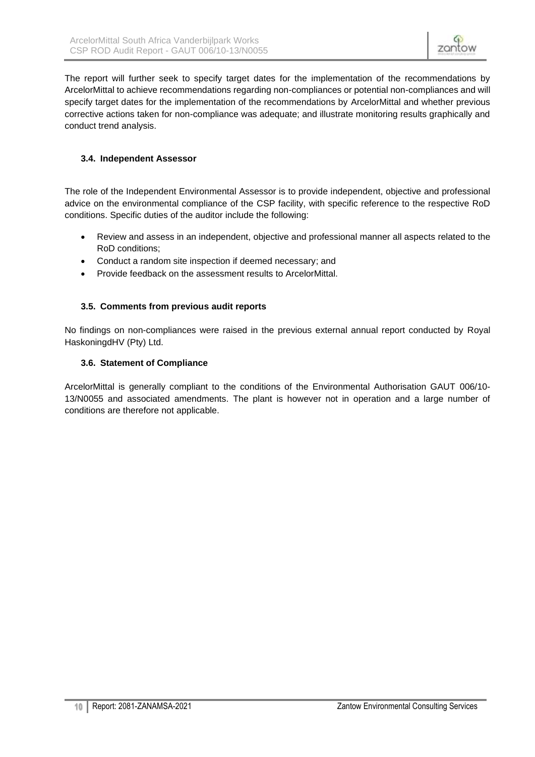The report will further seek to specify target dates for the implementation of the recommendations by ArcelorMittal to achieve recommendations regarding non-compliances or potential non-compliances and will specify target dates for the implementation of the recommendations by ArcelorMittal and whether previous corrective actions taken for non-compliance was adequate; and illustrate monitoring results graphically and conduct trend analysis.

### 3.4. Independent Assessor

The role of the Independent Environmental Assessor is to provide independent, objective and professional advice on the environmental compliance of the CSP facility, with specific reference to the respective RoD conditions. Specific duties of the auditor include the following:

- Review and assess in an independent, objective and professional manner all aspects related to the RoD conditions;
- Conduct a random site inspection if deemed necessary; and
- Provide feedback on the assessment results to ArcelorMittal.

### 3.5. Comments from previous audit reports

No findings on non-compliances were raised in the previous external annual report conducted by Royal HaskoningdHV (Pty) Ltd.

### 3.6. Statement of Compliance

ArcelorMittal is generally compliant to the conditions of the Environmental Authorisation GAUT 006/10-13/N0055 and associated amendments. The plant is however not in operation and a large number of conditions are therefore not applicable.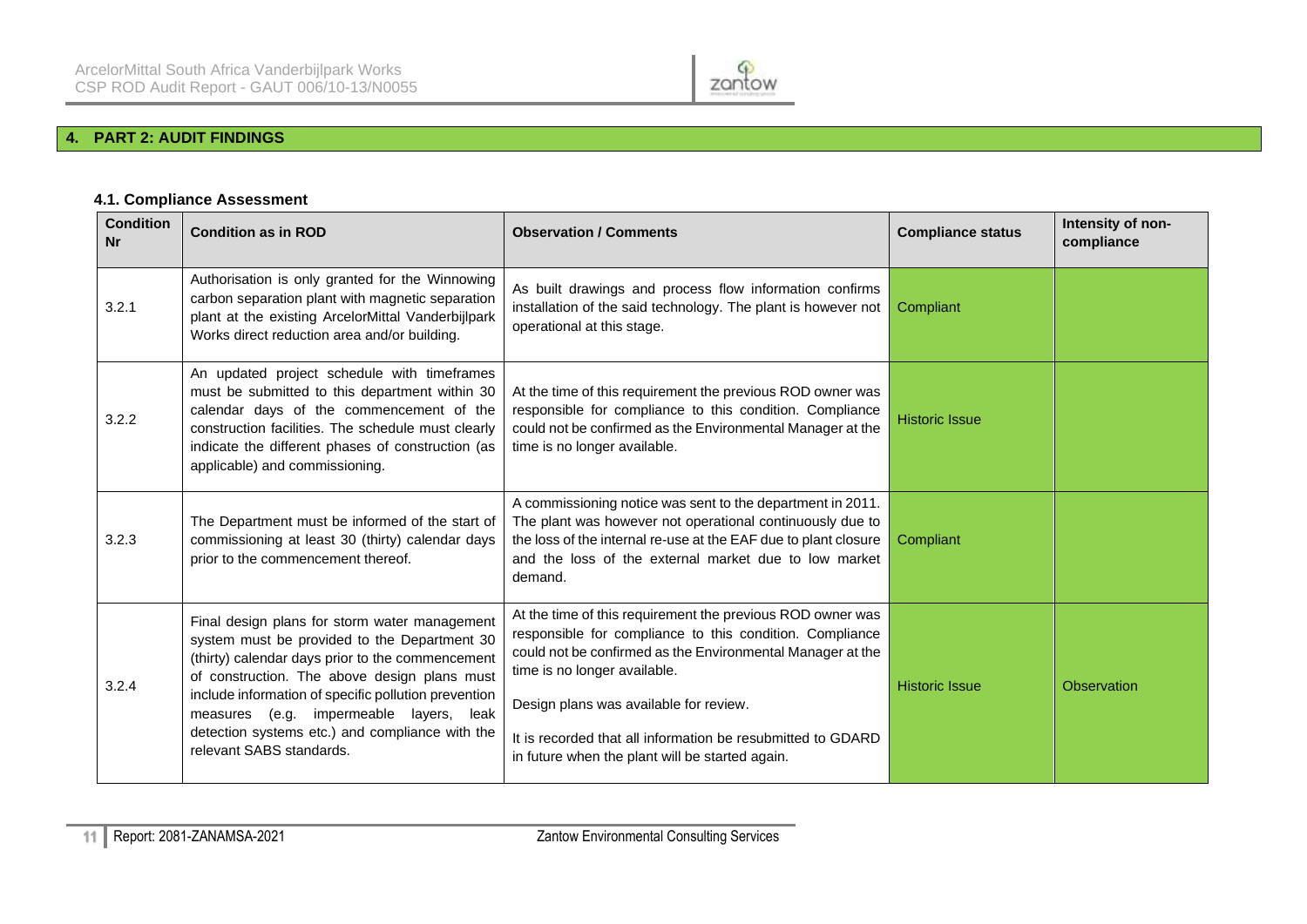## 4. PART 2: AUDIT FINDINGS

### 4.1. Compliance Assessment

| Condition Nr | Condition as in ROD | Observation / Comments | Compliance status | Intensity of non-compliance |
|---|---|---|---|---|
| 3.2.1 | Authorisation is only granted for the Winnowing carbon separation plant with magnetic separation plant at the existing ArcelorMittal Vanderbijlpark Works direct reduction area and/or building. | As built drawings and process flow information confirms installation of the said technology. The plant is however not operational at this stage. | Compliant | |
| 3.2.2 | An updated project schedule with timeframes must be submitted to this department within 30 calendar days of the commencement of the construction facilities. The schedule must clearly indicate the different phases of construction (as applicable) and commissioning. | At the time of this requirement the previous ROD owner was responsible for compliance to this condition. Compliance could not be confirmed as the Environmental Manager at the time is no longer available. | Historic Issue | |
| 3.2.3 | The Department must be informed of the start of commissioning at least 30 (thirty) calendar days prior to the commencement thereof. | A commissioning notice was sent to the department in 2011. The plant was however not operational continuously due to the loss of the internal re-use at the EAF due to plant closure and the loss of the external market due to low market demand. | Compliant | |
| 3.2.4 | Final design plans for storm water management system must be provided to the Department 30 (thirty) calendar days prior to the commencement of construction. The above design plans must include information of specific pollution prevention measures (e.g. impermeable layers, leak detection systems etc.) and compliance with the relevant SABS standards. | At the time of this requirement the previous ROD owner was responsible for compliance to this condition. Compliance could not be confirmed as the Environmental Manager at the time is no longer available.<br><br>Design plans was available for review.<br><br>It is recorded that all information be resubmitted to GDARD in future when the plant will be started again. | Historic Issue | Observation |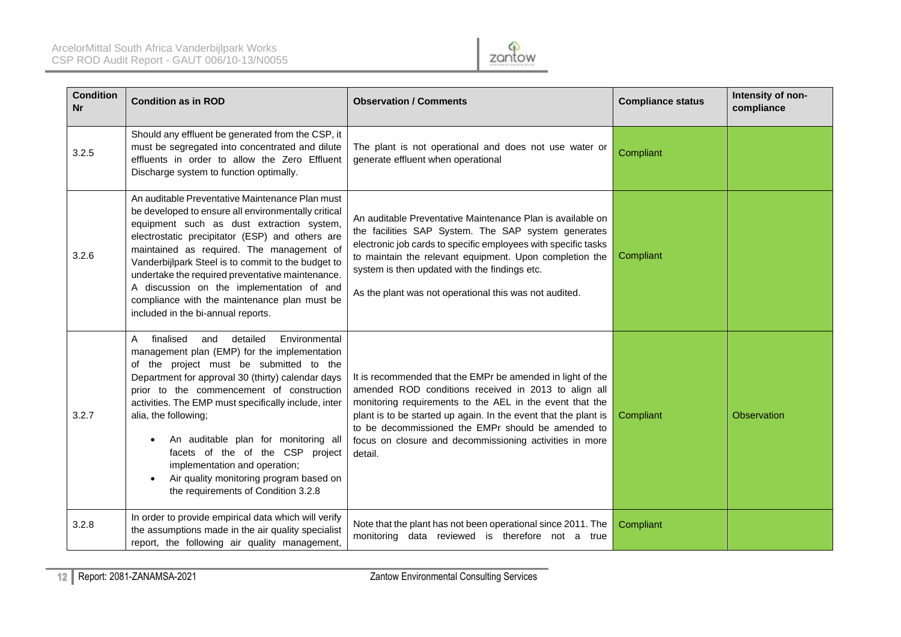| Condition Nr | Condition as in ROD | Observation / Comments | Compliance status | Intensity of non-compliance |
|---|---|---|---|---|
| 3.2.5 | Should any effluent be generated from the CSP, it must be segregated into concentrated and dilute effluents in order to allow the Zero Effluent Discharge system to function optimally. | The plant is not operational and does not use water or generate effluent when operational | Compliant | |
| 3.2.6 | An auditable Preventative Maintenance Plan must be developed to ensure all environmentally critical equipment such as dust extraction system, electrostatic precipitator (ESP) and others are maintained as required. The management of Vanderbijlpark Steel is to commit to the budget to undertake the required preventative maintenance. A discussion on the implementation of and compliance with the maintenance plan must be included in the bi-annual reports. | An auditable Preventative Maintenance Plan is available on the facilities SAP System. The SAP system generates electronic job cards to specific employees with specific tasks to maintain the relevant equipment. Upon completion the system is then updated with the findings etc.<br><br>As the plant was not operational this was not audited. | Compliant | |
| 3.2.7 | A finalised and detailed Environmental management plan (EMP) for the implementation of the project must be submitted to the Department for approval 30 (thirty) calendar days prior to the commencement of construction activities. The EMP must specifically include, inter alia, the following;<br><br>• An auditable plan for monitoring all facets of the of the CSP project implementation and operation;<br>• Air quality monitoring program based on the requirements of Condition 3.2.8 | It is recommended that the EMPr be amended in light of the amended ROD conditions received in 2013 to align all monitoring requirements to the AEL in the event that the plant is to be started up again. In the event that the plant is to be decommissioned the EMPr should be amended to focus on closure and decommissioning activities in more detail. | Compliant | Observation |
| 3.2.8 | In order to provide empirical data which will verify the assumptions made in the air quality specialist report, the following air quality management, | Note that the plant has not been operational since 2011. The monitoring data reviewed is therefore not a true | Compliant | |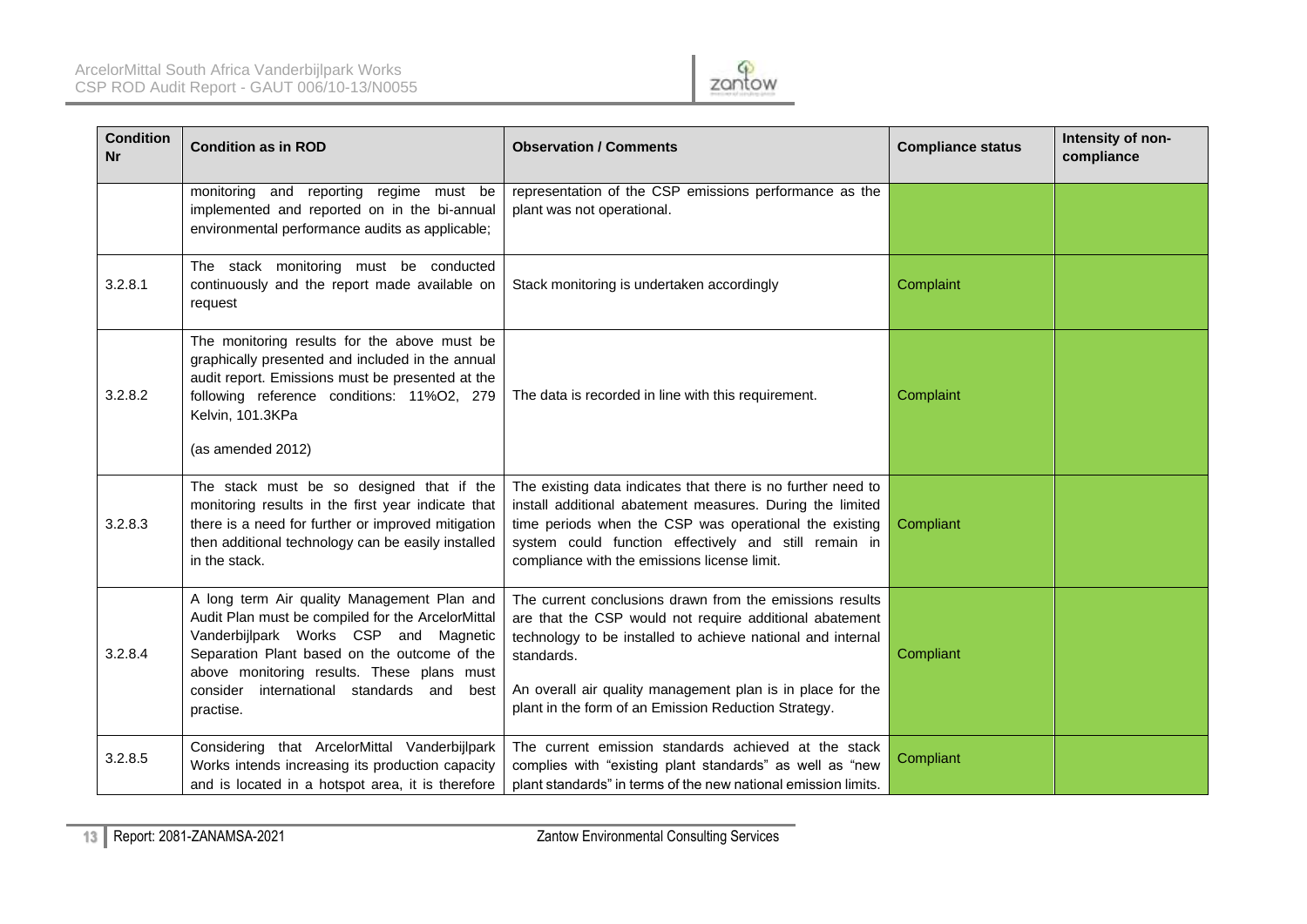| Condition Nr | Condition as in ROD | Observation / Comments | Compliance status | Intensity of non-compliance |
|---|---|---|---|---|
| | monitoring and reporting regime must be implemented and reported on in the bi-annual environmental performance audits as applicable; | representation of the CSP emissions performance as the plant was not operational. | | |
| 3.2.8.1 | The stack monitoring must be conducted continuously and the report made available on request | Stack monitoring is undertaken accordingly | Complaint | |
| 3.2.8.2 | The monitoring results for the above must be graphically presented and included in the annual audit report. Emissions must be presented at the following reference conditions: 11%O2, 279 Kelvin, 101.3KPa<br><br>(as amended 2012) | The data is recorded in line with this requirement. | Complaint | |
| 3.2.8.3 | The stack must be so designed that if the monitoring results in the first year indicate that there is a need for further or improved mitigation then additional technology can be easily installed in the stack. | The existing data indicates that there is no further need to install additional abatement measures. During the limited time periods when the CSP was operational the existing system could function effectively and still remain in compliance with the emissions license limit. | Compliant | |
| 3.2.8.4 | A long term Air quality Management Plan and Audit Plan must be compiled for the ArcelorMittal Vanderbijlpark Works CSP and Magnetic Separation Plant based on the outcome of the above monitoring results. These plans must consider international standards and best practise. | The current conclusions drawn from the emissions results are that the CSP would not require additional abatement technology to be installed to achieve national and internal standards.<br><br>An overall air quality management plan is in place for the plant in the form of an Emission Reduction Strategy. | Compliant | |
| 3.2.8.5 | Considering that ArcelorMittal Vanderbijlpark Works intends increasing its production capacity and is located in a hotspot area, it is therefore | The current emission standards achieved at the stack complies with "existing plant standards" as well as "new plant standards" in terms of the new national emission limits. | Compliant | |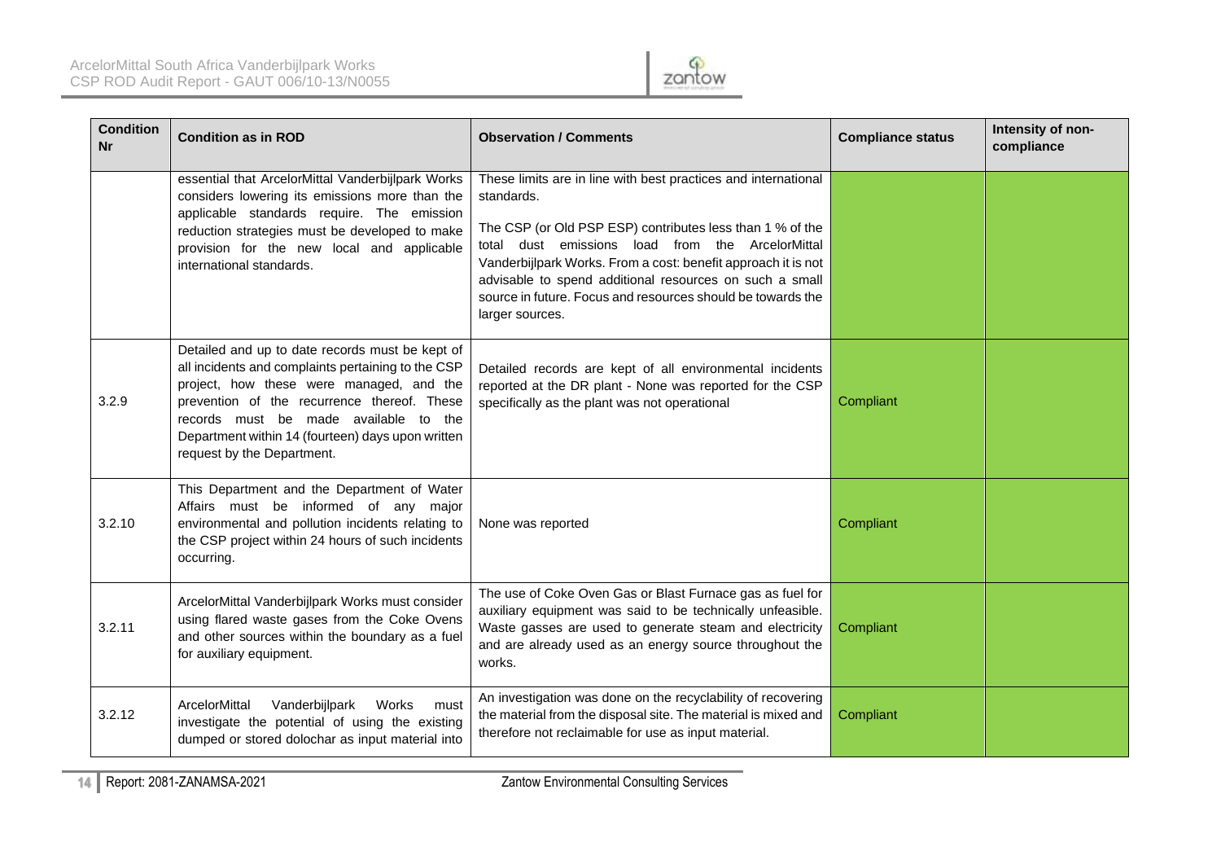| Condition Nr | Condition as in ROD | Observation / Comments | Compliance status | Intensity of non-compliance |
|---|---|---|---|---|
| | essential that ArcelorMittal Vanderbijlpark Works considers lowering its emissions more than the applicable standards require. The emission reduction strategies must be developed to make provision for the new local and applicable international standards. | These limits are in line with best practices and international standards.<br><br>The CSP (or Old PSP ESP) contributes less than 1 % of the total dust emissions load from the ArcelorMittal Vanderbijlpark Works. From a cost: benefit approach it is not advisable to spend additional resources on such a small source in future. Focus and resources should be towards the larger sources. | | |
| 3.2.9 | Detailed and up to date records must be kept of all incidents and complaints pertaining to the CSP project, how these were managed, and the prevention of the recurrence thereof. These records must be made available to the Department within 14 (fourteen) days upon written request by the Department. | Detailed records are kept of all environmental incidents reported at the DR plant - None was reported for the CSP specifically as the plant was not operational | Compliant | |
| 3.2.10 | This Department and the Department of Water Affairs must be informed of any major environmental and pollution incidents relating to the CSP project within 24 hours of such incidents occurring. | None was reported | Compliant | |
| 3.2.11 | ArcelorMittal Vanderbijlpark Works must consider using flared waste gases from the Coke Ovens and other sources within the boundary as a fuel for auxiliary equipment. | The use of Coke Oven Gas or Blast Furnace gas as fuel for auxiliary equipment was said to be technically unfeasible. Waste gasses are used to generate steam and electricity and are already used as an energy source throughout the works. | Compliant | |
| 3.2.12 | ArcelorMittal Vanderbijlpark Works must investigate the potential of using the existing dumped or stored dolochar as input material into | An investigation was done on the recyclability of recovering the material from the disposal site. The material is mixed and therefore not reclaimable for use as input material. | Compliant | |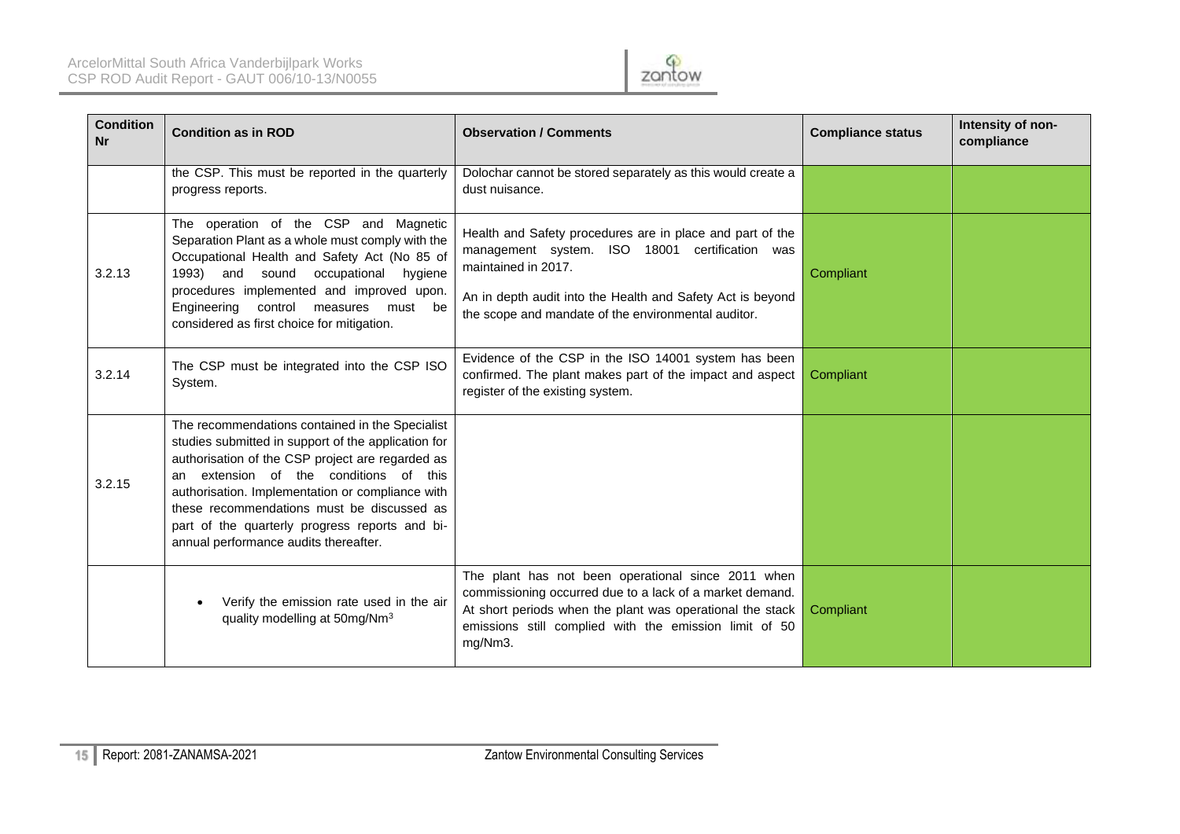| Condition Nr | Condition as in ROD | Observation / Comments | Compliance status | Intensity of non-compliance |
|---|---|---|---|---|
| | the CSP. This must be reported in the quarterly progress reports. | Dolochar cannot be stored separately as this would create a dust nuisance. | | |
| 3.2.13 | The operation of the CSP and Magnetic Separation Plant as a whole must comply with the Occupational Health and Safety Act (No 85 of 1993) and sound occupational hygiene procedures implemented and improved upon. Engineering control measures must be considered as first choice for mitigation. | Health and Safety procedures are in place and part of the management system. ISO 18001 certification was maintained in 2017.<br><br>An in depth audit into the Health and Safety Act is beyond the scope and mandate of the environmental auditor. | Compliant | |
| 3.2.14 | The CSP must be integrated into the CSP ISO System. | Evidence of the CSP in the ISO 14001 system has been confirmed. The plant makes part of the impact and aspect register of the existing system. | Compliant | |
| 3.2.15 | The recommendations contained in the Specialist studies submitted in support of the application for authorisation of the CSP project are regarded as an extension of the conditions of this authorisation. Implementation or compliance with these recommendations must be discussed as part of the quarterly progress reports and bi-annual performance audits thereafter. | | | |
| | • Verify the emission rate used in the air quality modelling at 50mg/Nm$^3$ | The plant has not been operational since 2011 when commissioning occurred due to a lack of a market demand. At short periods when the plant was operational the stack emissions still complied with the emission limit of 50 mg/Nm3. | Compliant | |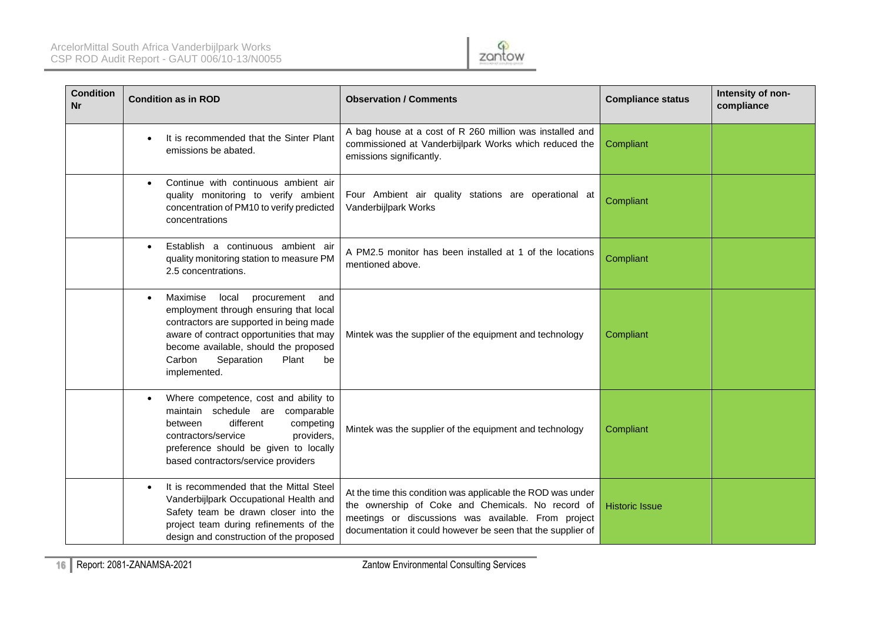| Condition Nr | Condition as in ROD | Observation / Comments | Compliance status | Intensity of non-compliance |
|---|---|---|---|---|
| | • It is recommended that the Sinter Plant emissions be abated. | A bag house at a cost of R 260 million was installed and commissioned at Vanderbijlpark Works which reduced the emissions significantly. | Compliant | |
| | • Continue with continuous ambient air quality monitoring to verify ambient concentration of PM10 to verify predicted concentrations | Four Ambient air quality stations are operational at Vanderbijlpark Works | Compliant | |
| | • Establish a continuous ambient air quality monitoring station to measure PM 2.5 concentrations. | A PM2.5 monitor has been installed at 1 of the locations mentioned above. | Compliant | |
| | • Maximise local procurement and employment through ensuring that local contractors are supported in being made aware of contract opportunities that may become available, should the proposed Carbon Separation Plant be implemented. | Mintek was the supplier of the equipment and technology | Compliant | |
| | • Where competence, cost and ability to maintain schedule are comparable between different competing contractors/service providers, preference should be given to locally based contractors/service providers | Mintek was the supplier of the equipment and technology | Compliant | |
| | • It is recommended that the Mittal Steel Vanderbijlpark Occupational Health and Safety team be drawn closer into the project team during refinements of the design and construction of the proposed | At the time this condition was applicable the ROD was under the ownership of Coke and Chemicals. No record of meetings or discussions was available. From project documentation it could however be seen that the supplier of | Historic Issue | |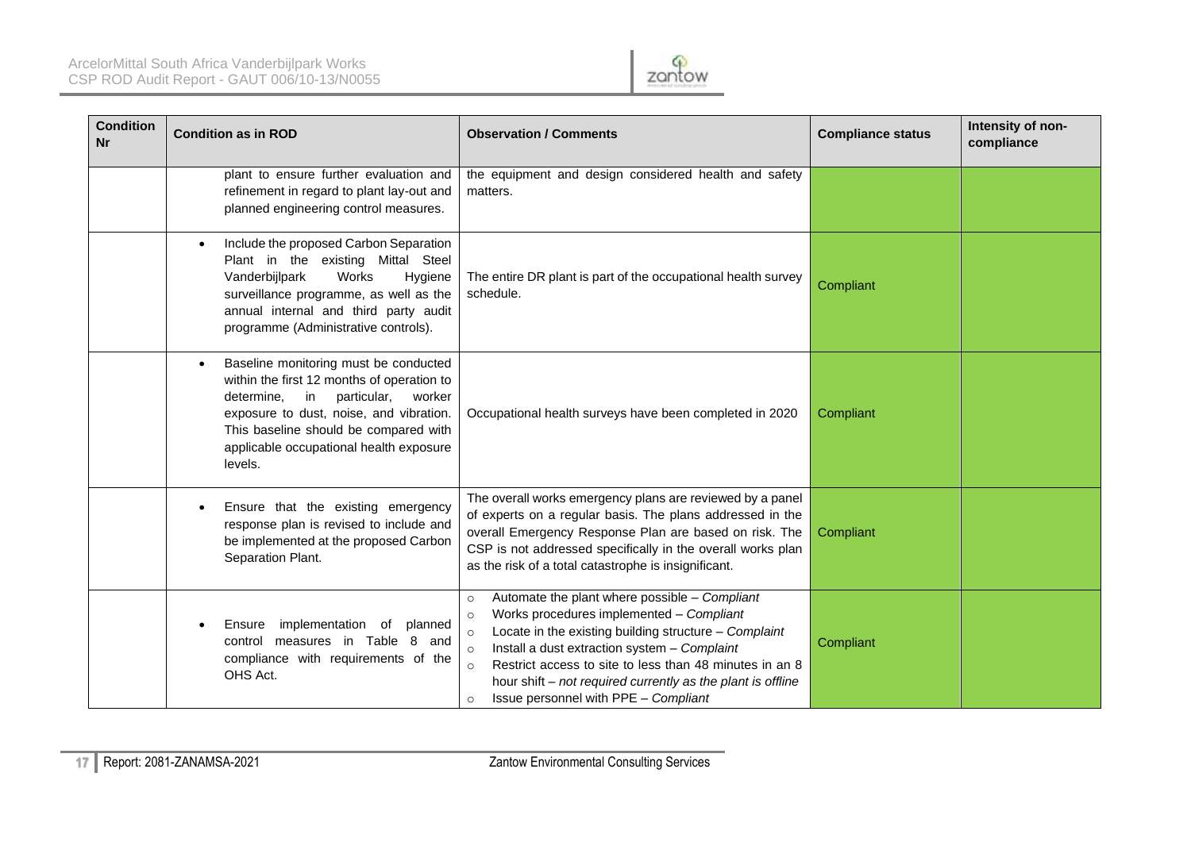| Condition Nr | Condition as in ROD | Observation / Comments | Compliance status | Intensity of non-compliance |
|---|---|---|---|---|
| | plant to ensure further evaluation and refinement in regard to plant lay-out and planned engineering control measures. | the equipment and design considered health and safety matters. | | |
| | • Include the proposed Carbon Separation Plant in the existing Mittal Steel Vanderbijlpark Works Hygiene surveillance programme, as well as the annual internal and third party audit programme (Administrative controls). | The entire DR plant is part of the occupational health survey schedule. | Compliant | |
| | • Baseline monitoring must be conducted within the first 12 months of operation to determine, in particular, worker exposure to dust, noise, and vibration. This baseline should be compared with applicable occupational health exposure levels. | Occupational health surveys have been completed in 2020 | Compliant | |
| | • Ensure that the existing emergency response plan is revised to include and be implemented at the proposed Carbon Separation Plant. | The overall works emergency plans are reviewed by a panel of experts on a regular basis. The plans addressed in the overall Emergency Response Plan are based on risk. The CSP is not addressed specifically in the overall works plan as the risk of a total catastrophe is insignificant. | Compliant | |
| | • Ensure implementation of planned control measures in Table 8 and compliance with requirements of the OHS Act. | ○ Automate the plant where possible – *Compliant*<br>○ Works procedures implemented – *Compliant*<br>○ Locate in the existing building structure – *Complaint*<br>○ Install a dust extraction system – *Complaint*<br>○ Restrict access to site to less than 48 minutes in an 8 hour shift – *not required currently as the plant is offline*<br>○ Issue personnel with PPE – *Compliant* | Compliant | |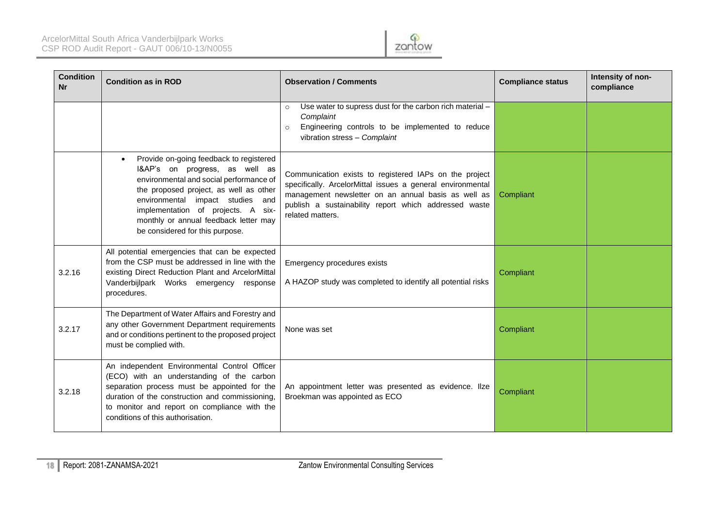| Condition Nr | Condition as in ROD | Observation / Comments | Compliance status | Intensity of non-compliance |
|---|---|---|---|---|
| | | ○ Use water to supress dust for the carbon rich material – *Complaint*<br>○ Engineering controls to be implemented to reduce vibration stress – *Complaint* | | |
| | • Provide on-going feedback to registered I&AP's on progress, as well as environmental and social performance of the proposed project, as well as other environmental impact studies and implementation of projects. A six-monthly or annual feedback letter may be considered for this purpose. | Communication exists to registered IAPs on the project specifically. ArcelorMittal issues a general environmental management newsletter on an annual basis as well as publish a sustainability report which addressed waste related matters. | Compliant | |
| 3.2.16 | All potential emergencies that can be expected from the CSP must be addressed in line with the existing Direct Reduction Plant and ArcelorMittal Vanderbijlpark Works emergency response procedures. | Emergency procedures exists<br><br>A HAZOP study was completed to identify all potential risks | Compliant | |
| 3.2.17 | The Department of Water Affairs and Forestry and any other Government Department requirements and or conditions pertinent to the proposed project must be complied with. | None was set | Compliant | |
| 3.2.18 | An independent Environmental Control Officer (ECO) with an understanding of the carbon separation process must be appointed for the duration of the construction and commissioning, to monitor and report on compliance with the conditions of this authorisation. | An appointment letter was presented as evidence. Ilze Broekman was appointed as ECO | Compliant | |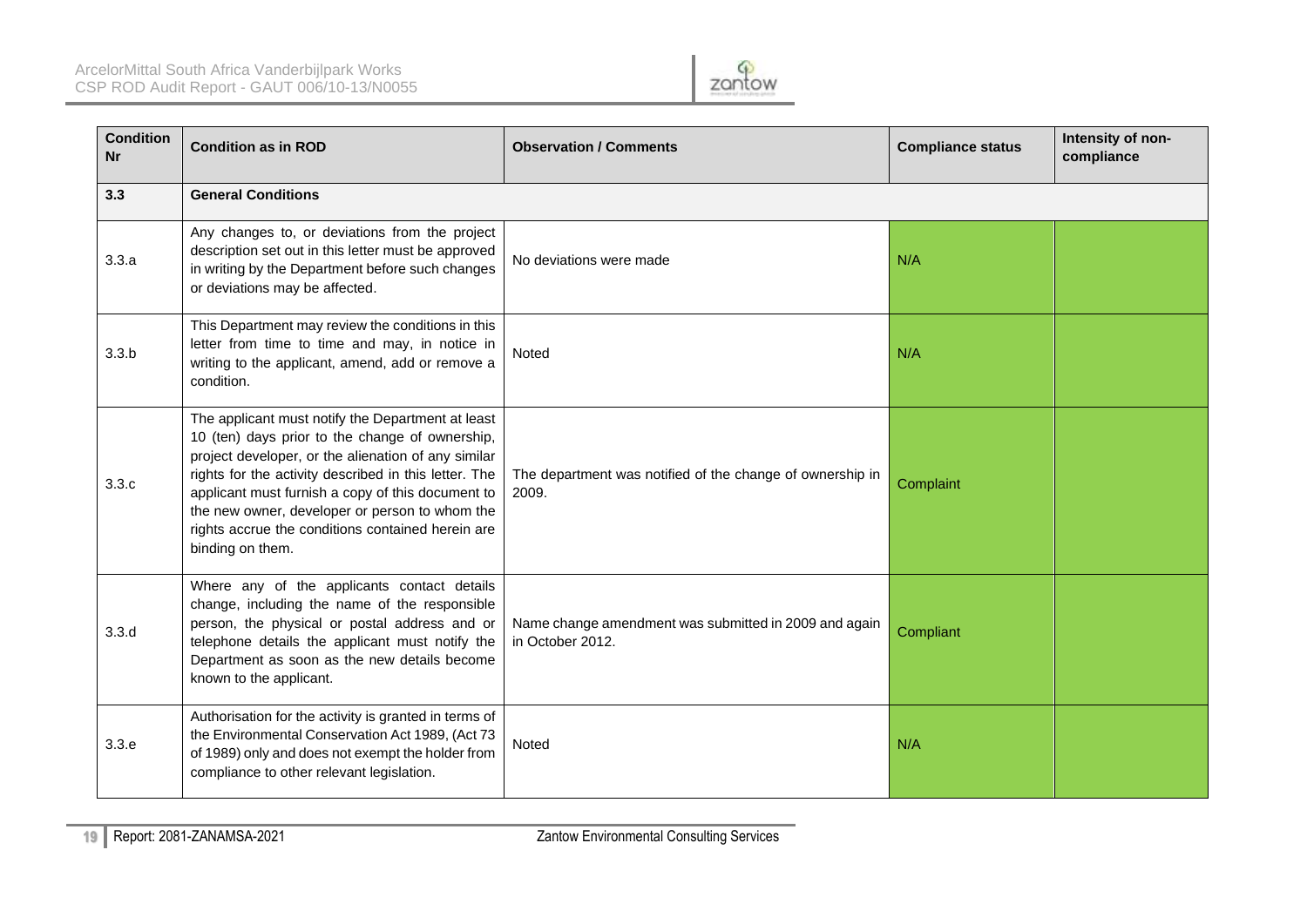| Condition Nr | Condition as in ROD | Observation / Comments | Compliance status | Intensity of non-compliance |
|---|---|---|---|---|
| **3.3** | **General Conditions** | | | |
| 3.3.a | Any changes to, or deviations from the project description set out in this letter must be approved in writing by the Department before such changes or deviations may be affected. | No deviations were made | N/A | |
| 3.3.b | This Department may review the conditions in this letter from time to time and may, in notice in writing to the applicant, amend, add or remove a condition. | Noted | N/A | |
| 3.3.c | The applicant must notify the Department at least 10 (ten) days prior to the change of ownership, project developer, or the alienation of any similar rights for the activity described in this letter. The applicant must furnish a copy of this document to the new owner, developer or person to whom the rights accrue the conditions contained herein are binding on them. | The department was notified of the change of ownership in 2009. | Complaint | |
| 3.3.d | Where any of the applicants contact details change, including the name of the responsible person, the physical or postal address and or telephone details the applicant must notify the Department as soon as the new details become known to the applicant. | Name change amendment was submitted in 2009 and again in October 2012. | Compliant | |
| 3.3.e | Authorisation for the activity is granted in terms of the Environmental Conservation Act 1989, (Act 73 of 1989) only and does not exempt the holder from compliance to other relevant legislation. | Noted | N/A | |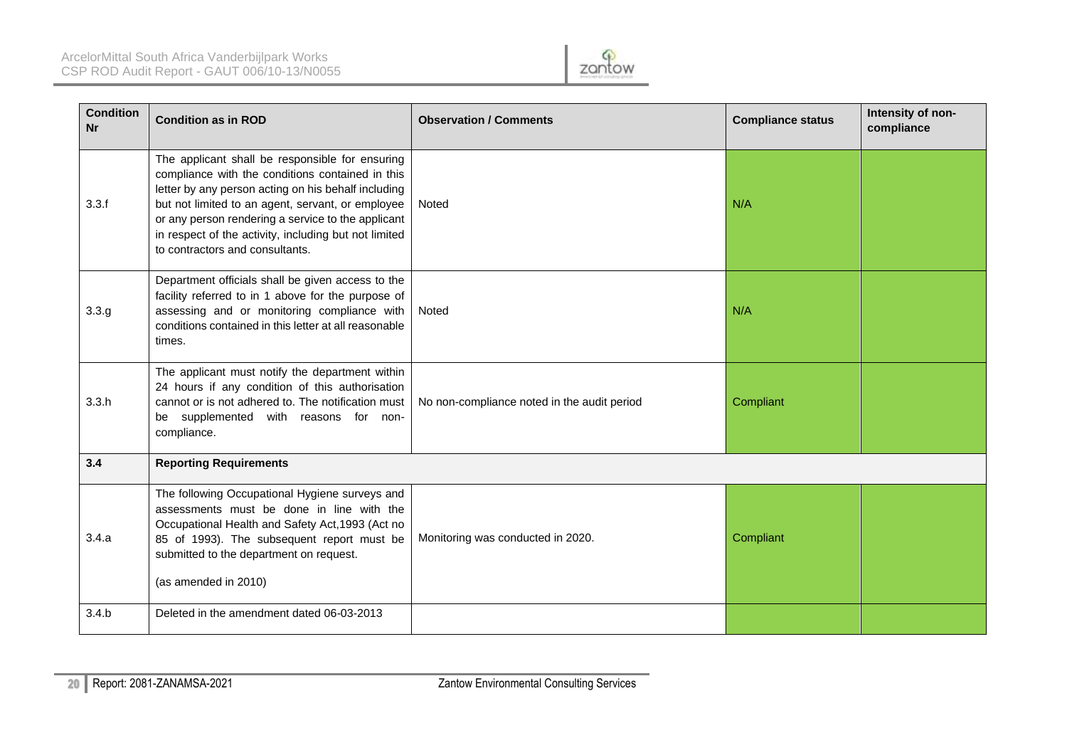| Condition Nr | Condition as in ROD | Observation / Comments | Compliance status | Intensity of non-compliance |
|---|---|---|---|---|
| 3.3.f | The applicant shall be responsible for ensuring compliance with the conditions contained in this letter by any person acting on his behalf including but not limited to an agent, servant, or employee or any person rendering a service to the applicant in respect of the activity, including but not limited to contractors and consultants. | Noted | N/A | |
| 3.3.g | Department officials shall be given access to the facility referred to in 1 above for the purpose of assessing and or monitoring compliance with conditions contained in this letter at all reasonable times. | Noted | N/A | |
| 3.3.h | The applicant must notify the department within 24 hours if any condition of this authorisation cannot or is not adhered to. The notification must be supplemented with reasons for non-compliance. | No non-compliance noted in the audit period | Compliant | |
| **3.4** | **Reporting Requirements** | | | |
| 3.4.a | The following Occupational Hygiene surveys and assessments must be done in line with the Occupational Health and Safety Act,1993 (Act no 85 of 1993). The subsequent report must be submitted to the department on request.<br><br>(as amended in 2010) | Monitoring was conducted in 2020. | Compliant | |
| 3.4.b | Deleted in the amendment dated 06-03-2013 | | | |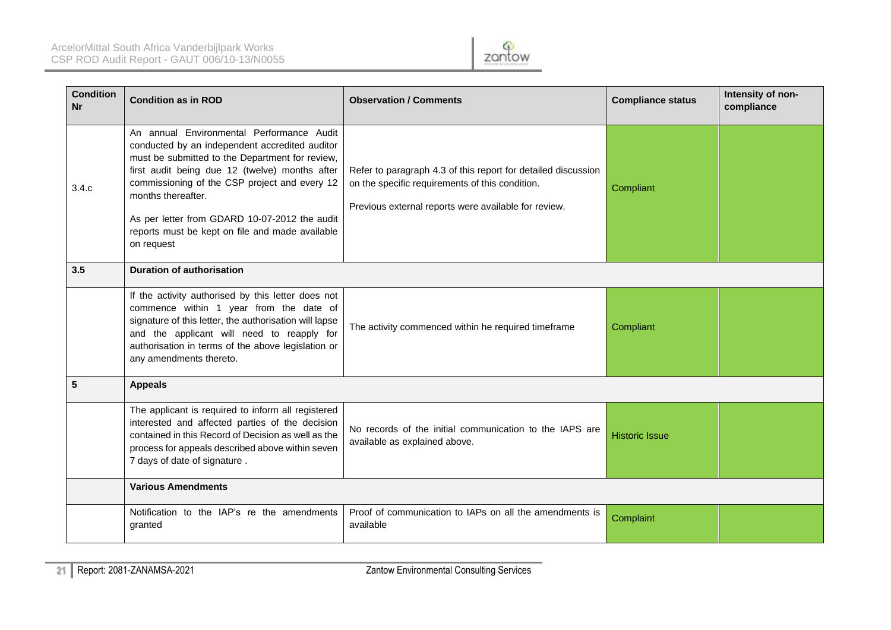| Condition Nr | Condition as in ROD | Observation / Comments | Compliance status | Intensity of non-compliance |
|---|---|---|---|---|
| 3.4.c | An annual Environmental Performance Audit conducted by an independent accredited auditor must be submitted to the Department for review, first audit being due 12 (twelve) months after commissioning of the CSP project and every 12 months thereafter.<br><br>As per letter from GDARD 10-07-2012 the audit reports must be kept on file and made available on request | Refer to paragraph 4.3 of this report for detailed discussion on the specific requirements of this condition.<br><br>Previous external reports were available for review. | Compliant | |
| **3.5** | **Duration of authorisation** | | | |
| | If the activity authorised by this letter does not commence within 1 year from the date of signature of this letter, the authorisation will lapse and the applicant will need to reapply for authorisation in terms of the above legislation or any amendments thereto. | The activity commenced within he required timeframe | Compliant | |
| **5** | **Appeals** | | | |
| | The applicant is required to inform all registered interested and affected parties of the decision contained in this Record of Decision as well as the process for appeals described above within seven 7 days of date of signature . | No records of the initial communication to the IAPS are available as explained above. | Historic Issue | |
| | **Various Amendments** | | | |
| | Notification to the IAP's re the amendments granted | Proof of communication to IAPs on all the amendments is available | Complaint | |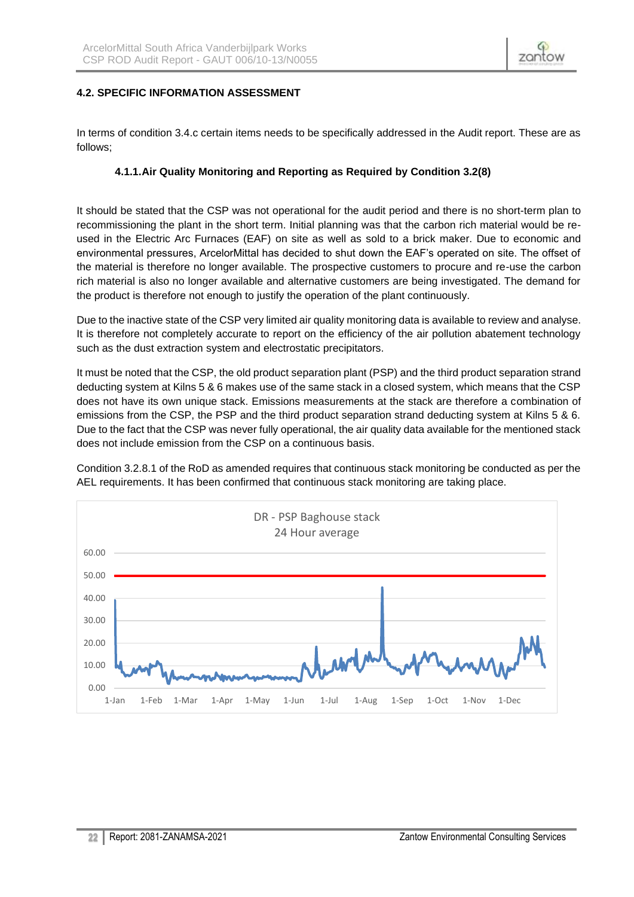## 4.2. SPECIFIC INFORMATION ASSESSMENT

In terms of condition 3.4.c certain items needs to be specifically addressed in the Audit report. These are as follows;

### 4.1.1. Air Quality Monitoring and Reporting as Required by Condition 3.2(8)

It should be stated that the CSP was not operational for the audit period and there is no short-term plan to recommissioning the plant in the short term. Initial planning was that the carbon rich material would be re-used in the Electric Arc Furnaces (EAF) on site as well as sold to a brick maker. Due to economic and environmental pressures, ArcelorMittal has decided to shut down the EAF's operated on site. The offset of the material is therefore no longer available. The prospective customers to procure and re-use the carbon rich material is also no longer available and alternative customers are being investigated. The demand for the product is therefore not enough to justify the operation of the plant continuously.

Due to the inactive state of the CSP very limited air quality monitoring data is available to review and analyse. It is therefore not completely accurate to report on the efficiency of the air pollution abatement technology such as the dust extraction system and electrostatic precipitators.

It must be noted that the CSP, the old product separation plant (PSP) and the third product separation strand deducting system at Kilns 5 & 6 makes use of the same stack in a closed system, which means that the CSP does not have its own unique stack. Emissions measurements at the stack are therefore a combination of emissions from the CSP, the PSP and the third product separation strand deducting system at Kilns 5 & 6. Due to the fact that the CSP was never fully operational, the air quality data available for the mentioned stack does not include emission from the CSP on a continuous basis.

Condition 3.2.8.1 of the RoD as amended requires that continuous stack monitoring be conducted as per the AEL requirements. It has been confirmed that continuous stack monitoring are taking place.

DR - PSP Baghouse stack
24 Hour average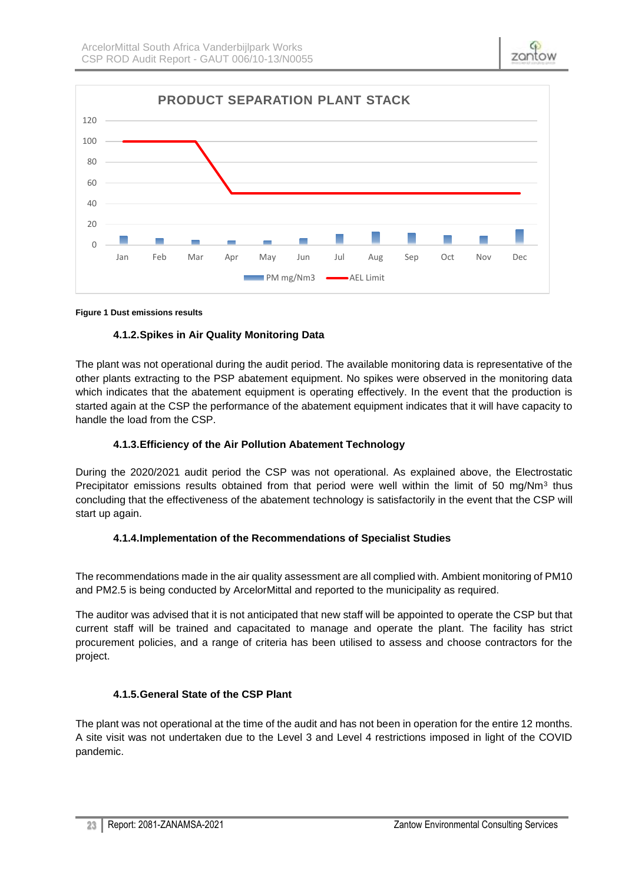**Figure 1 Dust emissions results**

#### 4.1.2. Spikes in Air Quality Monitoring Data

The plant was not operational during the audit period. The available monitoring data is representative of the other plants extracting to the PSP abatement equipment. No spikes were observed in the monitoring data which indicates that the abatement equipment is operating effectively. In the event that the production is started again at the CSP the performance of the abatement equipment indicates that it will have capacity to handle the load from the CSP.

#### 4.1.3. Efficiency of the Air Pollution Abatement Technology

During the 2020/2021 audit period the CSP was not operational. As explained above, the Electrostatic Precipitator emissions results obtained from that period were well within the limit of 50 mg/Nm$^3$ thus concluding that the effectiveness of the abatement technology is satisfactorily in the event that the CSP will start up again.

#### 4.1.4. Implementation of the Recommendations of Specialist Studies

The recommendations made in the air quality assessment are all complied with. Ambient monitoring of PM10 and PM2.5 is being conducted by ArcelorMittal and reported to the municipality as required.

The auditor was advised that it is not anticipated that new staff will be appointed to operate the CSP but that current staff will be trained and capacitated to manage and operate the plant. The facility has strict procurement policies, and a range of criteria has been utilised to assess and choose contractors for the project.

#### 4.1.5. General State of the CSP Plant

The plant was not operational at the time of the audit and has not been in operation for the entire 12 months. A site visit was not undertaken due to the Level 3 and Level 4 restrictions imposed in light of the COVID pandemic.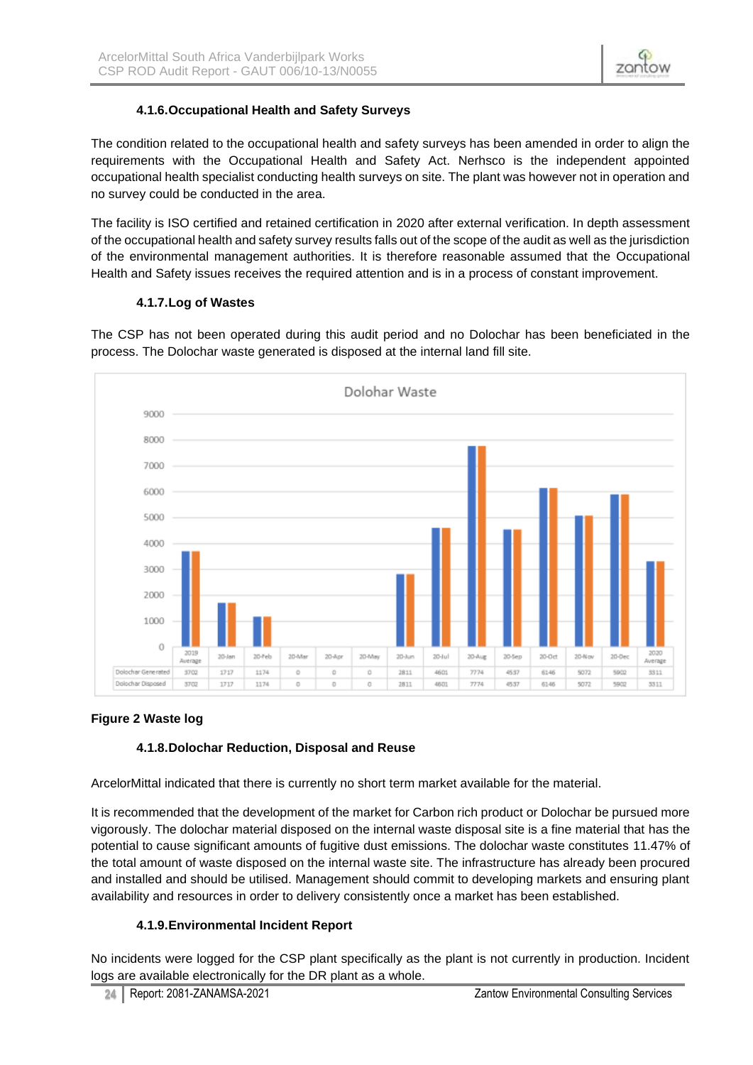#### 4.1.6. Occupational Health and Safety Surveys

The condition related to the occupational health and safety surveys has been amended in order to align the requirements with the Occupational Health and Safety Act. Nerhsco is the independent appointed occupational health specialist conducting health surveys on site. The plant was however not in operation and no survey could be conducted in the area.

The facility is ISO certified and retained certification in 2020 after external verification. In depth assessment of the occupational health and safety survey results falls out of the scope of the audit as well as the jurisdiction of the environmental management authorities. It is therefore reasonable assumed that the Occupational Health and Safety issues receives the required attention and is in a process of constant improvement.

#### 4.1.7. Log of Wastes

The CSP has not been operated during this audit period and no Dolochar has been beneficiated in the process. The Dolochar waste generated is disposed at the internal land fill site.

Dolohar Waste

| | 2019 Average | 20-Jan | 20-Feb | 20-Mar | 20-Apr | 20-May | 20-Jun | 20-Jul | 20-Aug | 20-Sep | 20-Oct | 20-Nov | 20-Dec | 2020 Average |
|---|---|---|---|---|---|---|---|---|---|---|---|---|---|---|
| Dolochar Generated | 3702 | 1717 | 1174 | 0 | 0 | 0 | 2811 | 4601 | 7774 | 4537 | 6146 | 5072 | 5902 | 3311 |
| Dolochar Disposed | 3702 | 1717 | 1174 | 0 | 0 | 0 | 2811 | 4601 | 7774 | 4537 | 6146 | 5072 | 5902 | 3311 |

**Figure 2 Waste log**

#### 4.1.8. Dolochar Reduction, Disposal and Reuse

ArcelorMittal indicated that there is currently no short term market available for the material.

It is recommended that the development of the market for Carbon rich product or Dolochar be pursued more vigorously. The dolochar material disposed on the internal waste disposal site is a fine material that has the potential to cause significant amounts of fugitive dust emissions. The dolochar waste constitutes 11.47% of the total amount of waste disposed on the internal waste site. The infrastructure has already been procured and installed and should be utilised. Management should commit to developing markets and ensuring plant availability and resources in order to delivery consistently once a market has been established.

#### 4.1.9. Environmental Incident Report

No incidents were logged for the CSP plant specifically as the plant is not currently in production. Incident logs are available electronically for the DR plant as a whole.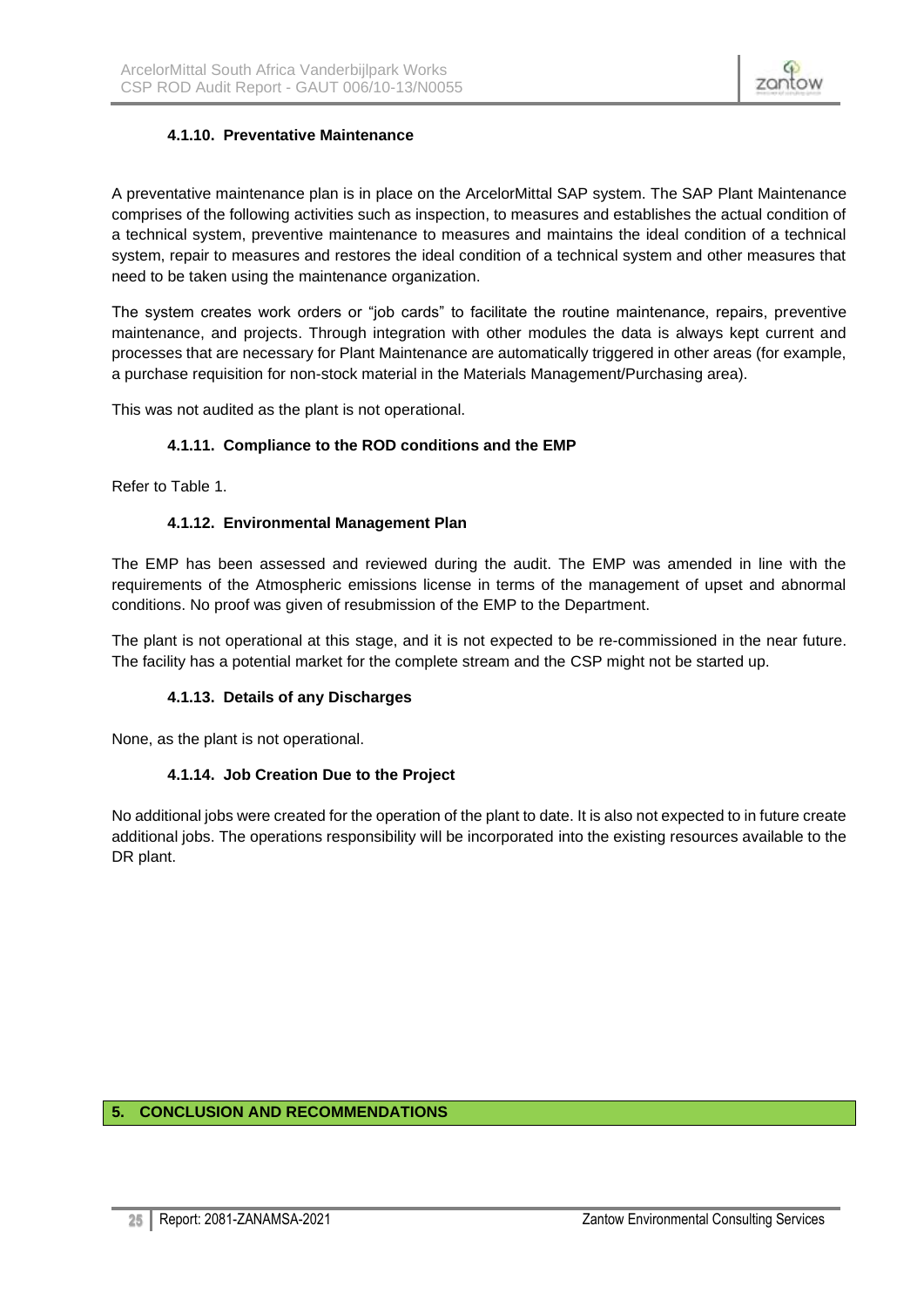#### 4.1.10. Preventative Maintenance

A preventative maintenance plan is in place on the ArcelorMittal SAP system. The SAP Plant Maintenance comprises of the following activities such as inspection, to measures and establishes the actual condition of a technical system, preventive maintenance to measures and maintains the ideal condition of a technical system, repair to measures and restores the ideal condition of a technical system and other measures that need to be taken using the maintenance organization.

The system creates work orders or "job cards" to facilitate the routine maintenance, repairs, preventive maintenance, and projects. Through integration with other modules the data is always kept current and processes that are necessary for Plant Maintenance are automatically triggered in other areas (for example, a purchase requisition for non-stock material in the Materials Management/Purchasing area).

This was not audited as the plant is not operational.

#### 4.1.11. Compliance to the ROD conditions and the EMP

Refer to Table 1.

#### 4.1.12. Environmental Management Plan

The EMP has been assessed and reviewed during the audit. The EMP was amended in line with the requirements of the Atmospheric emissions license in terms of the management of upset and abnormal conditions. No proof was given of resubmission of the EMP to the Department.

The plant is not operational at this stage, and it is not expected to be re-commissioned in the near future. The facility has a potential market for the complete stream and the CSP might not be started up.

#### 4.1.13. Details of any Discharges

None, as the plant is not operational.

#### 4.1.14. Job Creation Due to the Project

No additional jobs were created for the operation of the plant to date. It is also not expected to in future create additional jobs. The operations responsibility will be incorporated into the existing resources available to the DR plant.

## 5. CONCLUSION AND RECOMMENDATIONS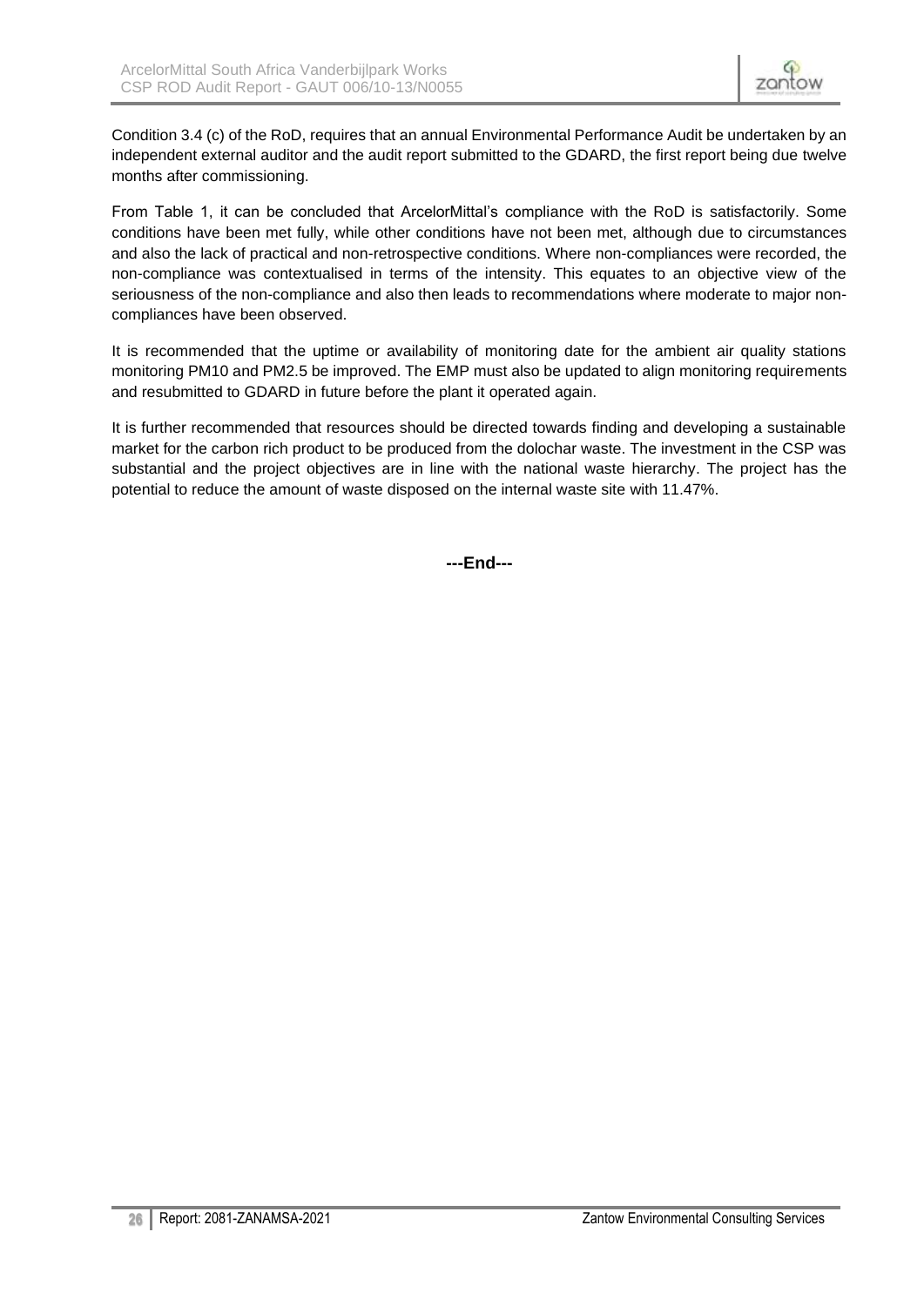Condition 3.4 (c) of the RoD, requires that an annual Environmental Performance Audit be undertaken by an independent external auditor and the audit report submitted to the GDARD, the first report being due twelve months after commissioning.

From Table 1, it can be concluded that ArcelorMittal's compliance with the RoD is satisfactorily. Some conditions have been met fully, while other conditions have not been met, although due to circumstances and also the lack of practical and non-retrospective conditions. Where non-compliances were recorded, the non-compliance was contextualised in terms of the intensity. This equates to an objective view of the seriousness of the non-compliance and also then leads to recommendations where moderate to major non-compliances have been observed.

It is recommended that the uptime or availability of monitoring date for the ambient air quality stations monitoring PM10 and PM2.5 be improved. The EMP must also be updated to align monitoring requirements and resubmitted to GDARD in future before the plant it operated again.

It is further recommended that resources should be directed towards finding and developing a sustainable market for the carbon rich product to be produced from the dolochar waste. The investment in the CSP was substantial and the project objectives are in line with the national waste hierarchy. The project has the potential to reduce the amount of waste disposed on the internal waste site with 11.47%.

**---End---**